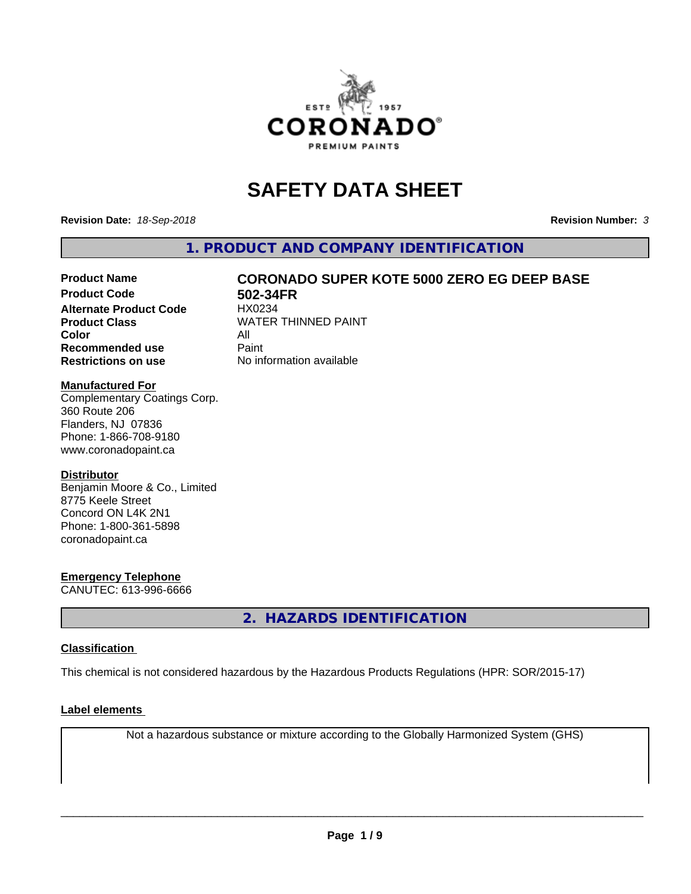# SAFETY DATA SHEET

**Revision Date:** *18-Sep-2018* **Revision Number:** *3*

## 1. PRODUCT AND COMPANY IDENTIFICATION

| | |
|---|---|
| **Product Name** | **CORONADO SUPER KOTE 5000 ZERO EG DEEP BASE** |
| **Product Code** | **502-34FR** |
| **Alternate Product Code** | HX0234 |
| **Product Class** | WATER THINNED PAINT |
| **Color** | All |
| **Recommended use** | Paint |
| **Restrictions on use** | No information available |

**Manufactured For**
Complementary Coatings Corp.
360 Route 206
Flanders, NJ 07836
Phone: 1-866-708-9180
www.coronadopaint.ca

**Distributor**
Benjamin Moore & Co., Limited
8775 Keele Street
Concord ON L4K 2N1
Phone: 1-800-361-5898
coronadopaint.ca

**Emergency Telephone**
CANUTEC: 613-996-6666

## 2. HAZARDS IDENTIFICATION

**Classification**

This chemical is not considered hazardous by the Hazardous Products Regulations (HPR: SOR/2015-17)

**Label elements**

Not a hazardous substance or mixture according to the Globally Harmonized System (GHS)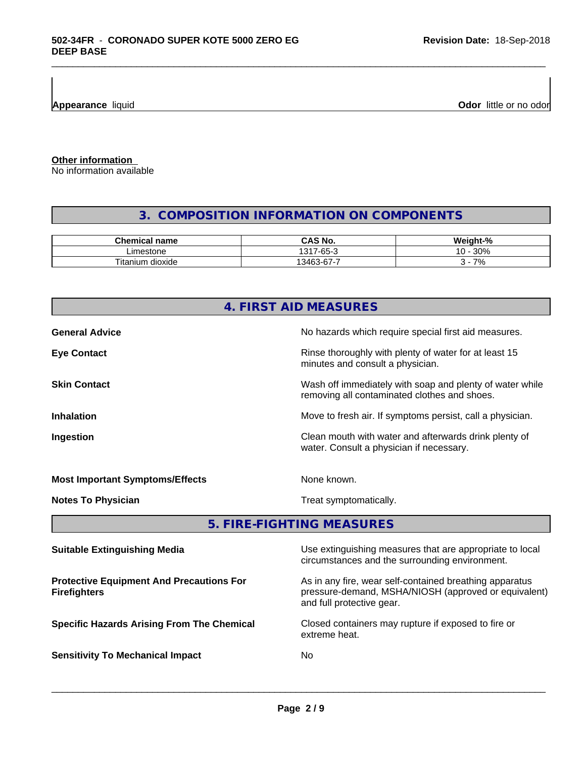Appearance liquid

Odor little or no odor

**Other information**
No information available

## 3. COMPOSITION INFORMATION ON COMPONENTS

| Chemical name | CAS No. | Weight-% |
| --- | --- | --- |
| Limestone | 1317-65-3 | 10 - 30% |
| Titanium dioxide | 13463-67-7 | 3 - 7% |

## 4. FIRST AID MEASURES

**General Advice**
No hazards which require special first aid measures.

**Eye Contact**
Rinse thoroughly with plenty of water for at least 15 minutes and consult a physician.

**Skin Contact**
Wash off immediately with soap and plenty of water while removing all contaminated clothes and shoes.

**Inhalation**
Move to fresh air. If symptoms persist, call a physician.

**Ingestion**
Clean mouth with water and afterwards drink plenty of water. Consult a physician if necessary.

**Most Important Symptoms/Effects**
None known.

**Notes To Physician**
Treat symptomatically.

## 5. FIRE-FIGHTING MEASURES

**Suitable Extinguishing Media**
Use extinguishing measures that are appropriate to local circumstances and the surrounding environment.

**Protective Equipment And Precautions For Firefighters**
As in any fire, wear self-contained breathing apparatus pressure-demand, MSHA/NIOSH (approved or equivalent) and full protective gear.

**Specific Hazards Arising From The Chemical**
Closed containers may rupture if exposed to fire or extreme heat.

**Sensitivity To Mechanical Impact**
No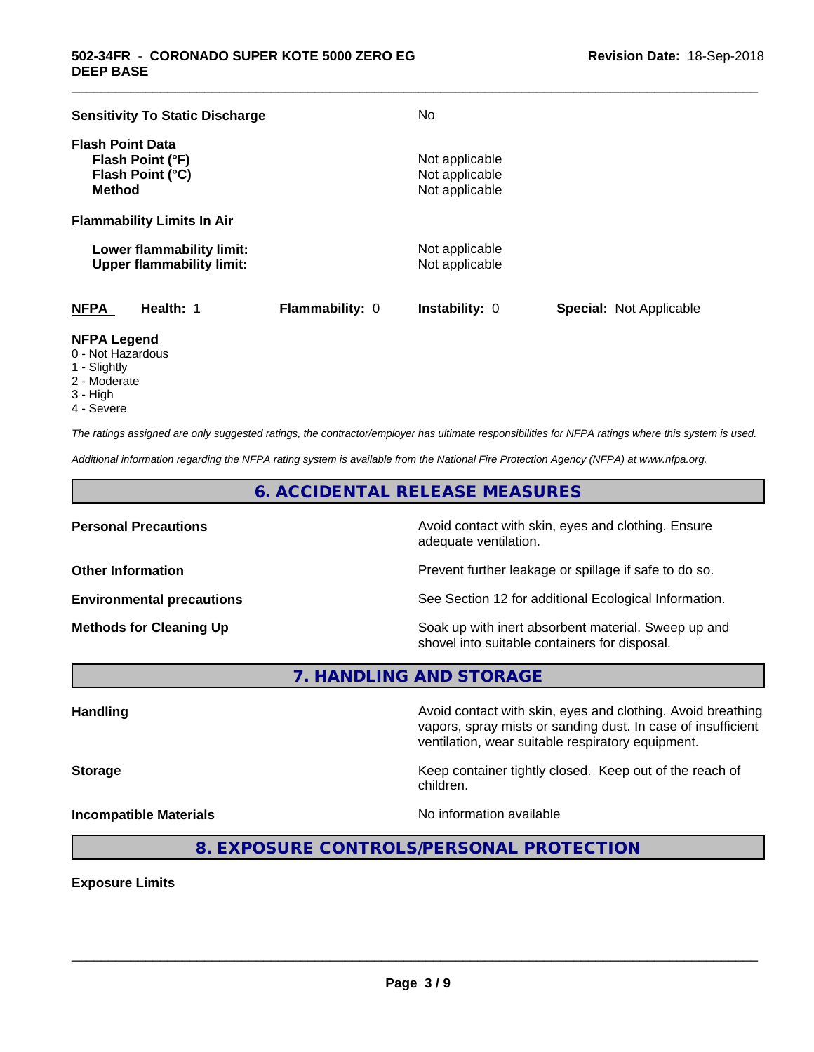**Sensitivity To Static Discharge** No

**Flash Point Data**

| | |
|---|---|
| **Flash Point (°F)** | Not applicable |
| **Flash Point (°C)** | Not applicable |
| **Method** | Not applicable |

**Flammability Limits In Air**

| | |
|---|---|
| **Lower flammability limit:** | Not applicable |
| **Upper flammability limit:** | Not applicable |

| **NFPA** | **Health:** 1 | **Flammability:** 0 | **Instability:** 0 | **Special:** Not Applicable |
|---|---|---|---|---|

**NFPA Legend**
0 - Not Hazardous
1 - Slightly
2 - Moderate
3 - High
4 - Severe

*The ratings assigned are only suggested ratings, the contractor/employer has ultimate responsibilities for NFPA ratings where this system is used.*

*Additional information regarding the NFPA rating system is available from the National Fire Protection Agency (NFPA) at www.nfpa.org.*

## 6. ACCIDENTAL RELEASE MEASURES

| | |
|---|---|
| **Personal Precautions** | Avoid contact with skin, eyes and clothing. Ensure adequate ventilation. |
| **Other Information** | Prevent further leakage or spillage if safe to do so. |
| **Environmental precautions** | See Section 12 for additional Ecological Information. |
| **Methods for Cleaning Up** | Soak up with inert absorbent material. Sweep up and shovel into suitable containers for disposal. |

## 7. HANDLING AND STORAGE

| | |
|---|---|
| **Handling** | Avoid contact with skin, eyes and clothing. Avoid breathing vapors, spray mists or sanding dust. In case of insufficient ventilation, wear suitable respiratory equipment. |
| **Storage** | Keep container tightly closed. Keep out of the reach of children. |
| **Incompatible Materials** | No information available |

## 8. EXPOSURE CONTROLS/PERSONAL PROTECTION

**Exposure Limits**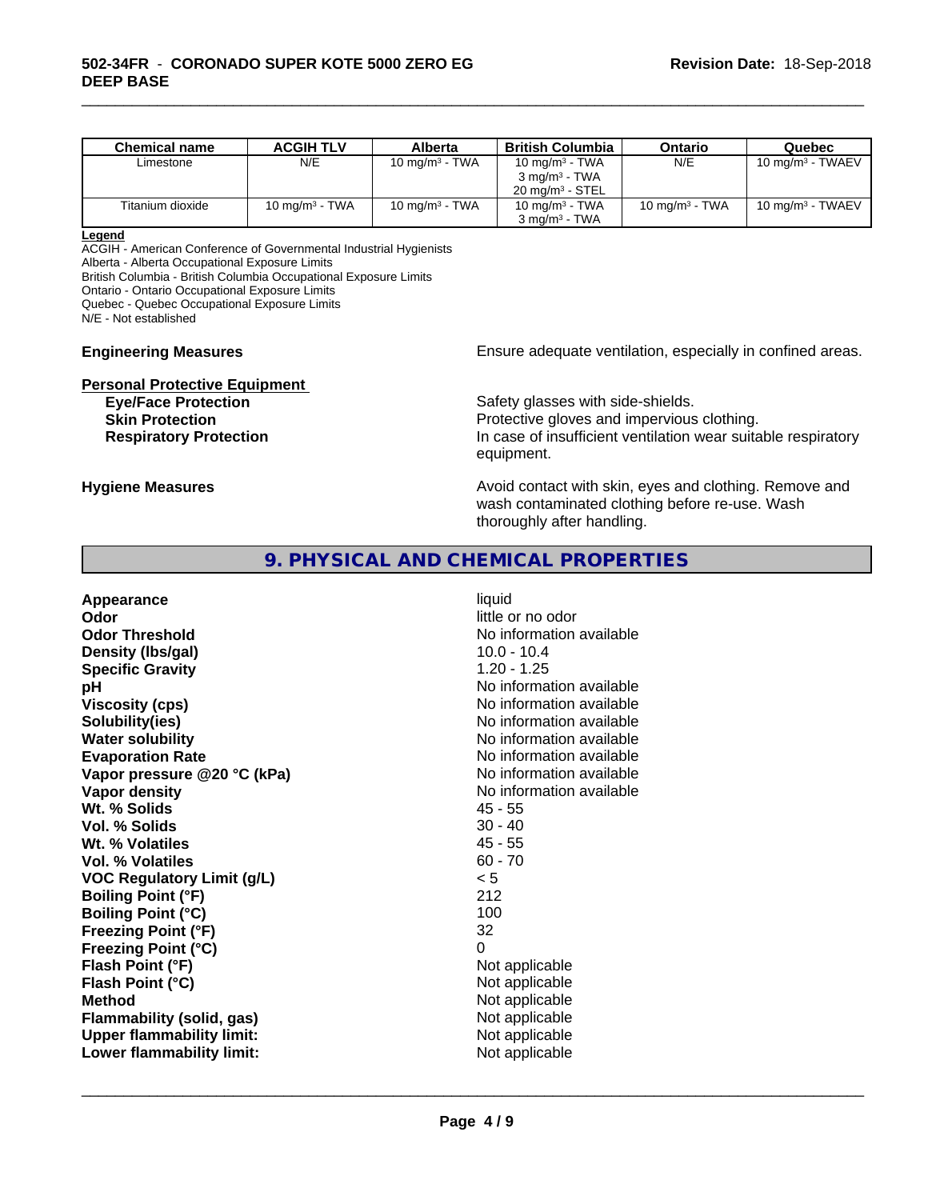| Chemical name | ACGIH TLV | Alberta | British Columbia | Ontario | Quebec |
|---|---|---|---|---|---|
| Limestone | N/E | 10 mg/m³ - TWA | 10 mg/m³ - TWA<br>3 mg/m³ - TWA<br>20 mg/m³ - STEL | N/E | 10 mg/m³ - TWAEV |
| Titanium dioxide | 10 mg/m³ - TWA | 10 mg/m³ - TWA | 10 mg/m³ - TWA<br>3 mg/m³ - TWA | 10 mg/m³ - TWA | 10 mg/m³ - TWAEV |

**Legend**
ACGIH - American Conference of Governmental Industrial Hygienists
Alberta - Alberta Occupational Exposure Limits
British Columbia - British Columbia Occupational Exposure Limits
Ontario - Ontario Occupational Exposure Limits
Quebec - Quebec Occupational Exposure Limits
N/E - Not established

**Engineering Measures** Ensure adequate ventilation, especially in confined areas.

**Personal Protective Equipment**

- **Eye/Face Protection** Safety glasses with side-shields.
- **Skin Protection** Protective gloves and impervious clothing.
- **Respiratory Protection** In case of insufficient ventilation wear suitable respiratory equipment.

**Hygiene Measures** Avoid contact with skin, eyes and clothing. Remove and wash contaminated clothing before re-use. Wash thoroughly after handling.

## 9. PHYSICAL AND CHEMICAL PROPERTIES

| | |
|---|---|
| **Appearance** | liquid |
| **Odor** | little or no odor |
| **Odor Threshold** | No information available |
| **Density (lbs/gal)** | 10.0 - 10.4 |
| **Specific Gravity** | 1.20 - 1.25 |
| **pH** | No information available |
| **Viscosity (cps)** | No information available |
| **Solubility(ies)** | No information available |
| **Water solubility** | No information available |
| **Evaporation Rate** | No information available |
| **Vapor pressure @20 °C (kPa)** | No information available |
| **Vapor density** | No information available |
| **Wt. % Solids** | 45 - 55 |
| **Vol. % Solids** | 30 - 40 |
| **Wt. % Volatiles** | 45 - 55 |
| **Vol. % Volatiles** | 60 - 70 |
| **VOC Regulatory Limit (g/L)** | < 5 |
| **Boiling Point (°F)** | 212 |
| **Boiling Point (°C)** | 100 |
| **Freezing Point (°F)** | 32 |
| **Freezing Point (°C)** | 0 |
| **Flash Point (°F)** | Not applicable |
| **Flash Point (°C)** | Not applicable |
| **Method** | Not applicable |
| **Flammability (solid, gas)** | Not applicable |
| **Upper flammability limit:** | Not applicable |
| **Lower flammability limit:** | Not applicable |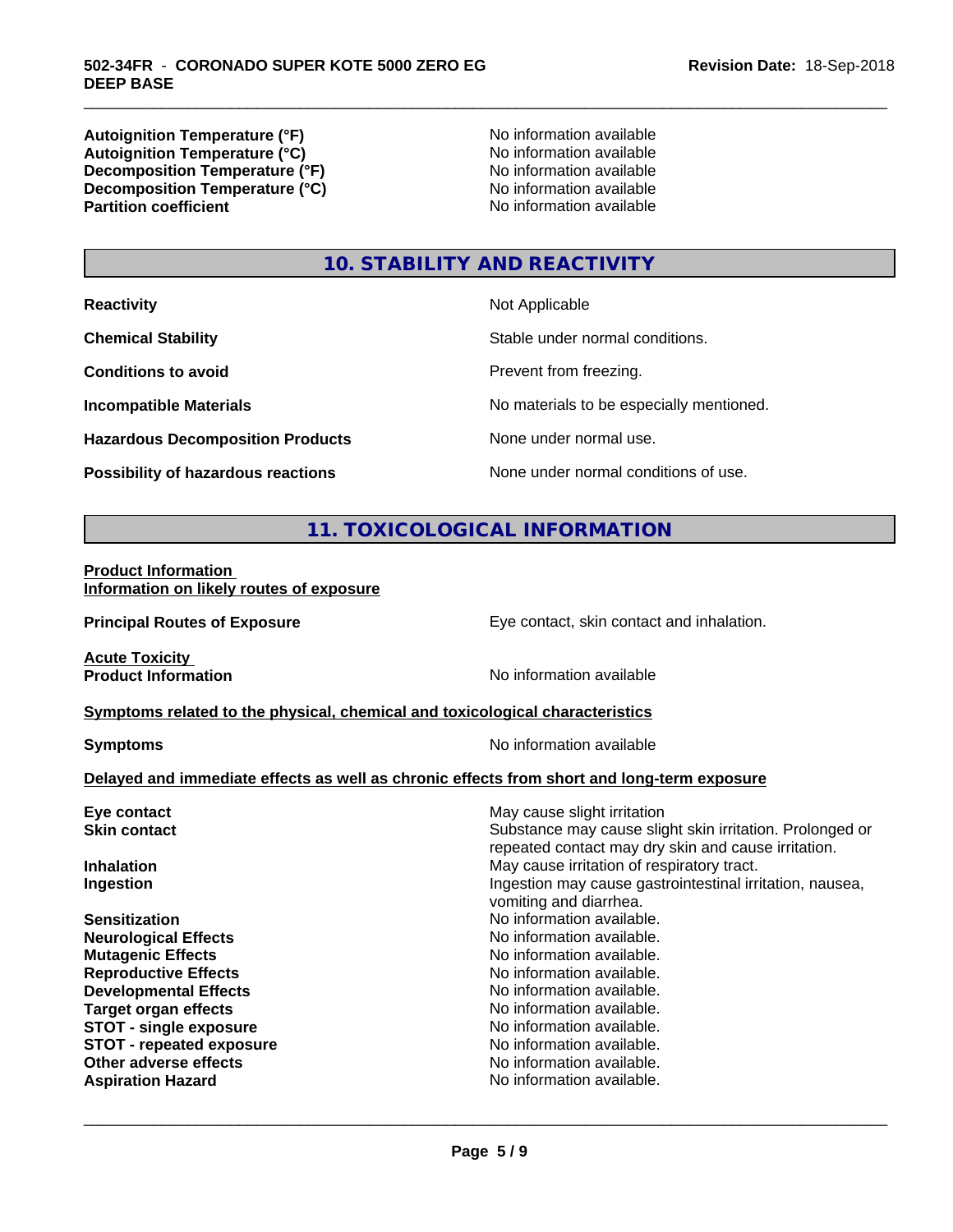| | |
|---|---|
| **Autoignition Temperature (°F)** | No information available |
| **Autoignition Temperature (°C)** | No information available |
| **Decomposition Temperature (°F)** | No information available |
| **Decomposition Temperature (°C)** | No information available |
| **Partition coefficient** | No information available |

## 10. STABILITY AND REACTIVITY

| | |
|---|---|
| **Reactivity** | Not Applicable |
| **Chemical Stability** | Stable under normal conditions. |
| **Conditions to avoid** | Prevent from freezing. |
| **Incompatible Materials** | No materials to be especially mentioned. |
| **Hazardous Decomposition Products** | None under normal use. |
| **Possibility of hazardous reactions** | None under normal conditions of use. |

## 11. TOXICOLOGICAL INFORMATION

**Product Information**
**Information on likely routes of exposure**

**Principal Routes of Exposure** — Eye contact, skin contact and inhalation.

**Acute Toxicity**
**Product Information** — No information available

**Symptoms related to the physical, chemical and toxicological characteristics**

**Symptoms** — No information available

**Delayed and immediate effects as well as chronic effects from short and long-term exposure**

| | |
|---|---|
| **Eye contact** | May cause slight irritation |
| **Skin contact** | Substance may cause slight skin irritation. Prolonged or repeated contact may dry skin and cause irritation. |
| **Inhalation** | May cause irritation of respiratory tract. |
| **Ingestion** | Ingestion may cause gastrointestinal irritation, nausea, vomiting and diarrhea. |
| **Sensitization** | No information available. |
| **Neurological Effects** | No information available. |
| **Mutagenic Effects** | No information available. |
| **Reproductive Effects** | No information available. |
| **Developmental Effects** | No information available. |
| **Target organ effects** | No information available. |
| **STOT - single exposure** | No information available. |
| **STOT - repeated exposure** | No information available. |
| **Other adverse effects** | No information available. |
| **Aspiration Hazard** | No information available. |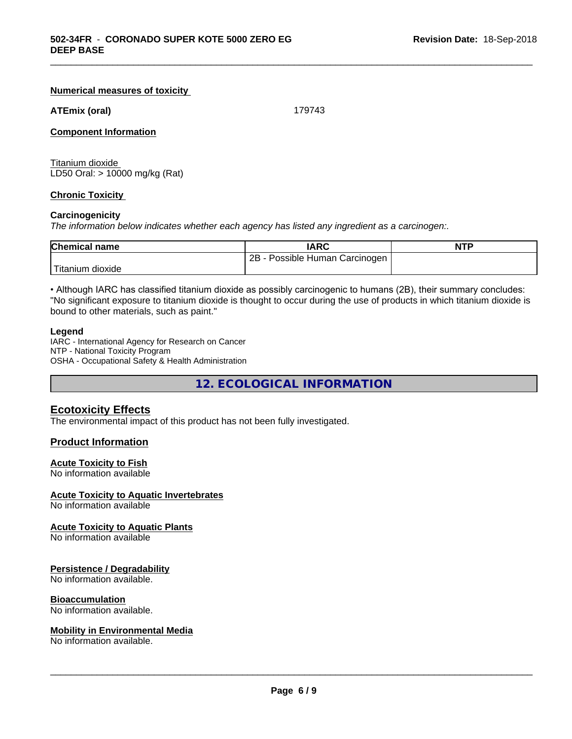**Numerical measures of toxicity**

**ATEmix (oral)** 179743

**Component Information**

Titanium dioxide
LD50 Oral: > 10000 mg/kg (Rat)

**Chronic Toxicity**

**Carcinogenicity**

*The information below indicates whether each agency has listed any ingredient as a carcinogen:.*

| Chemical name | IARC | NTP |
|---|---|---|
| Titanium dioxide | 2B - Possible Human Carcinogen | |

• Although IARC has classified titanium dioxide as possibly carcinogenic to humans (2B), their summary concludes: "No significant exposure to titanium dioxide is thought to occur during the use of products in which titanium dioxide is bound to other materials, such as paint."

**Legend**

IARC - International Agency for Research on Cancer
NTP - National Toxicity Program
OSHA - Occupational Safety & Health Administration

## 12. ECOLOGICAL INFORMATION

### Ecotoxicity Effects

The environmental impact of this product has not been fully investigated.

### Product Information

**Acute Toxicity to Fish**
No information available

**Acute Toxicity to Aquatic Invertebrates**
No information available

**Acute Toxicity to Aquatic Plants**
No information available

**Persistence / Degradability**
No information available.

**Bioaccumulation**
No information available.

**Mobility in Environmental Media**
No information available.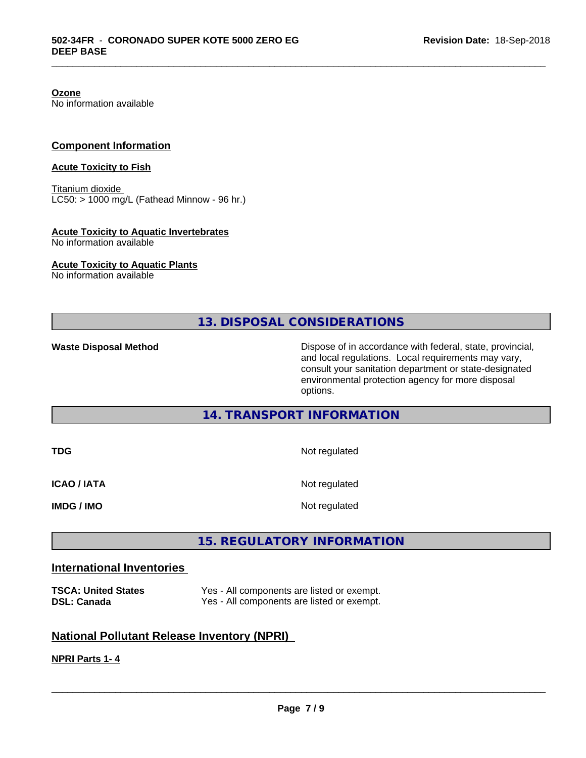**Ozone**
No information available

## Component Information

**Acute Toxicity to Fish**

Titanium dioxide
LC50: > 1000 mg/L (Fathead Minnow - 96 hr.)

**Acute Toxicity to Aquatic Invertebrates**
No information available

**Acute Toxicity to Aquatic Plants**
No information available

# 13. DISPOSAL CONSIDERATIONS

| | |
|---|---|
| **Waste Disposal Method** | Dispose of in accordance with federal, state, provincial, and local regulations. Local requirements may vary, consult your sanitation department or state-designated environmental protection agency for more disposal options. |

# 14. TRANSPORT INFORMATION

| | |
|---|---|
| **TDG** | Not regulated |
| **ICAO / IATA** | Not regulated |
| **IMDG / IMO** | Not regulated |

# 15. REGULATORY INFORMATION

## International Inventories

| | |
|---|---|
| **TSCA: United States** | Yes - All components are listed or exempt. |
| **DSL: Canada** | Yes - All components are listed or exempt. |

## National Pollutant Release Inventory (NPRI)

**NPRI Parts 1- 4**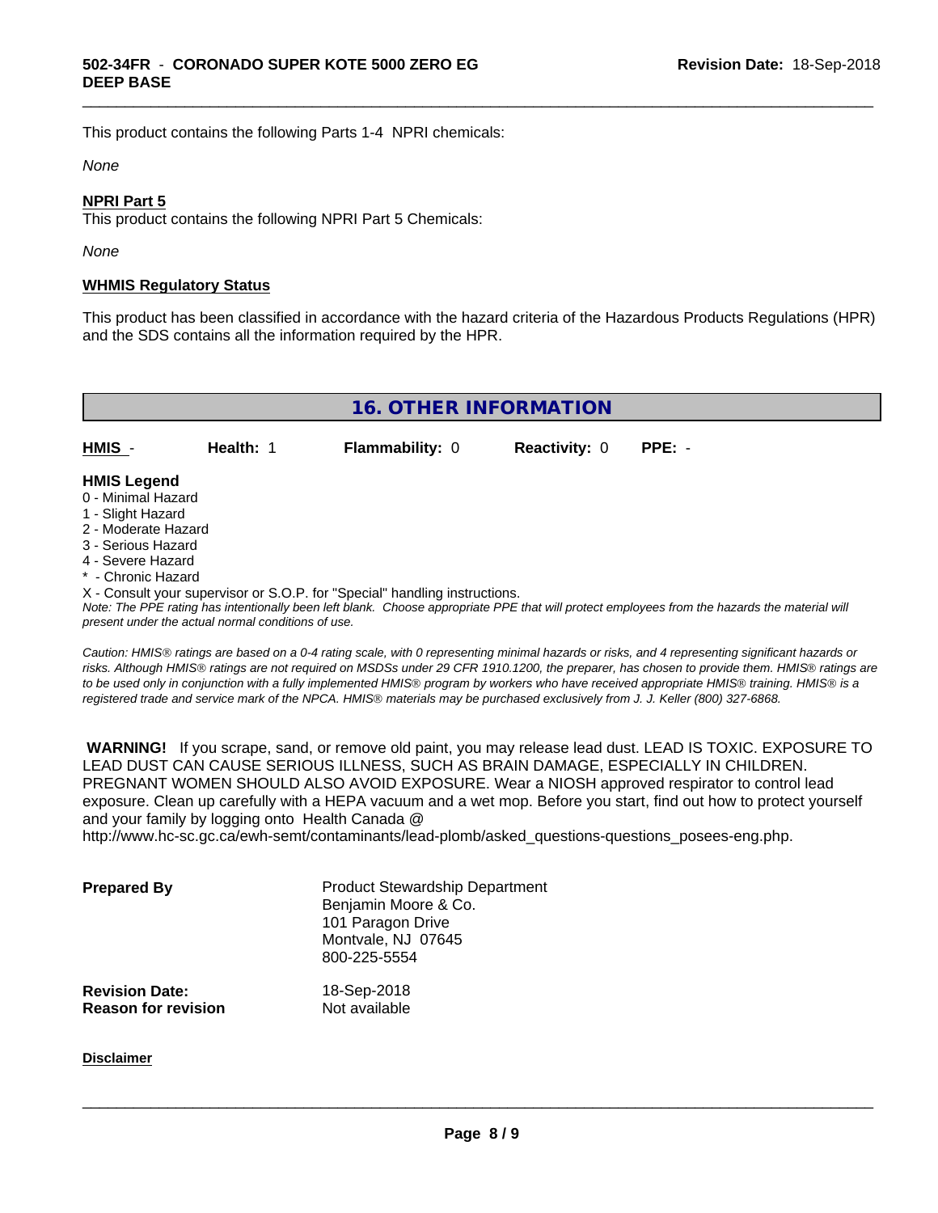This product contains the following Parts 1-4 NPRI chemicals:

*None*

**NPRI Part 5**

This product contains the following NPRI Part 5 Chemicals:

*None*

**WHMIS Regulatory Status**

This product has been classified in accordance with the hazard criteria of the Hazardous Products Regulations (HPR) and the SDS contains all the information required by the HPR.

## 16. OTHER INFORMATION

| HMIS - | Health: 1 | Flammability: 0 | Reactivity: 0 | PPE: - |
|---|---|---|---|---|

**HMIS Legend**

0 - Minimal Hazard
1 - Slight Hazard
2 - Moderate Hazard
3 - Serious Hazard
4 - Severe Hazard
* - Chronic Hazard
X - Consult your supervisor or S.O.P. for "Special" handling instructions.

*Note: The PPE rating has intentionally been left blank. Choose appropriate PPE that will protect employees from the hazards the material will present under the actual normal conditions of use.*

*Caution: HMIS® ratings are based on a 0-4 rating scale, with 0 representing minimal hazards or risks, and 4 representing significant hazards or risks. Although HMIS® ratings are not required on MSDSs under 29 CFR 1910.1200, the preparer, has chosen to provide them. HMIS® ratings are to be used only in conjunction with a fully implemented HMIS® program by workers who have received appropriate HMIS® training. HMIS® is a registered trade and service mark of the NPCA. HMIS® materials may be purchased exclusively from J. J. Keller (800) 327-6868.*

**WARNING!** If you scrape, sand, or remove old paint, you may release lead dust. LEAD IS TOXIC. EXPOSURE TO LEAD DUST CAN CAUSE SERIOUS ILLNESS, SUCH AS BRAIN DAMAGE, ESPECIALLY IN CHILDREN. PREGNANT WOMEN SHOULD ALSO AVOID EXPOSURE. Wear a NIOSH approved respirator to control lead exposure. Clean up carefully with a HEPA vacuum and a wet mop. Before you start, find out how to protect yourself and your family by logging onto Health Canada @ http://www.hc-sc.gc.ca/ewh-semt/contaminants/lead-plomb/asked_questions-questions_posees-eng.php.

**Prepared By**

Product Stewardship Department
Benjamin Moore & Co.
101 Paragon Drive
Montvale, NJ 07645
800-225-5554

**Revision Date:** 18-Sep-2018
**Reason for revision** Not available

**Disclaimer**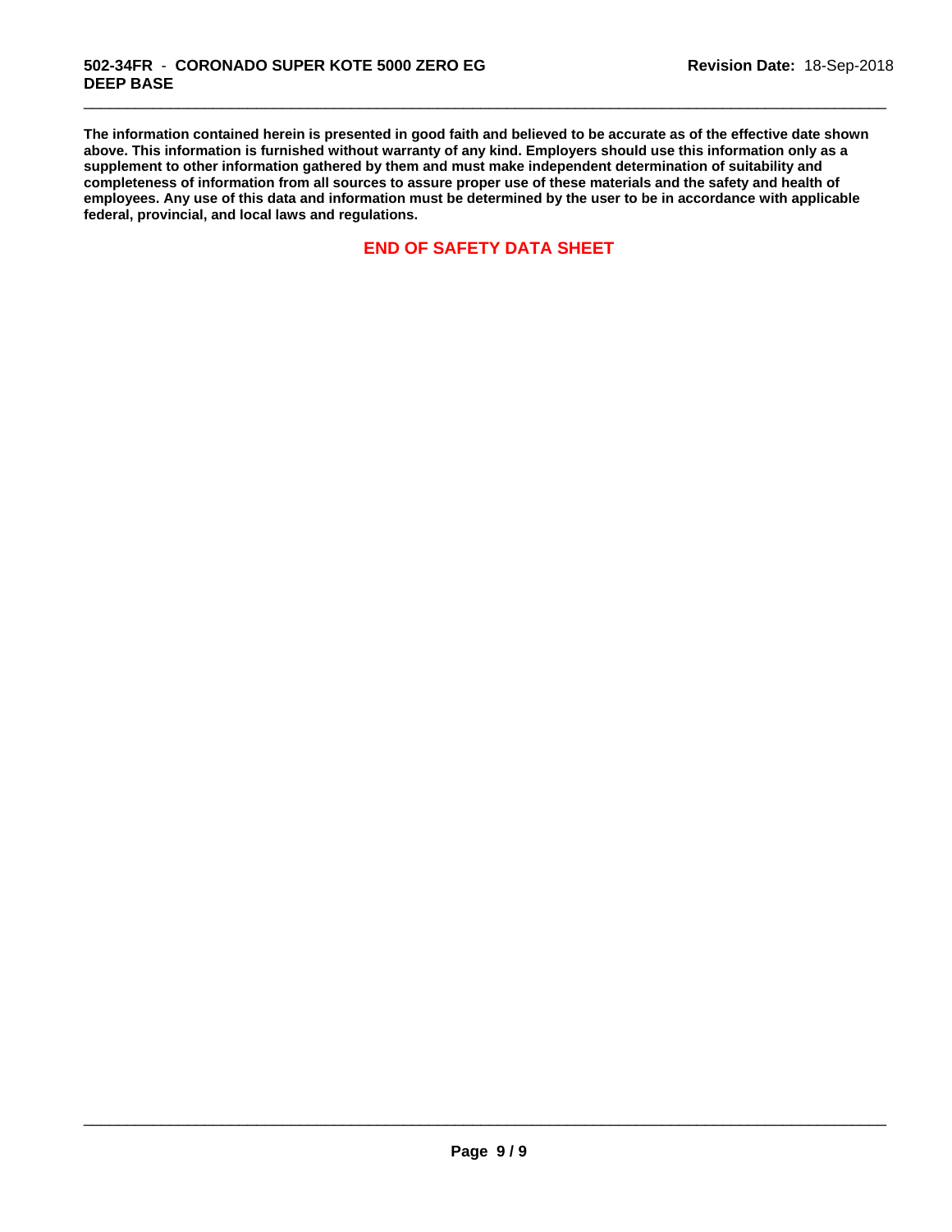**The information contained herein is presented in good faith and believed to be accurate as of the effective date shown above. This information is furnished without warranty of any kind. Employers should use this information only as a supplement to other information gathered by them and must make independent determination of suitability and completeness of information from all sources to assure proper use of these materials and the safety and health of employees. Any use of this data and information must be determined by the user to be in accordance with applicable federal, provincial, and local laws and regulations.**

**END OF SAFETY DATA SHEET**